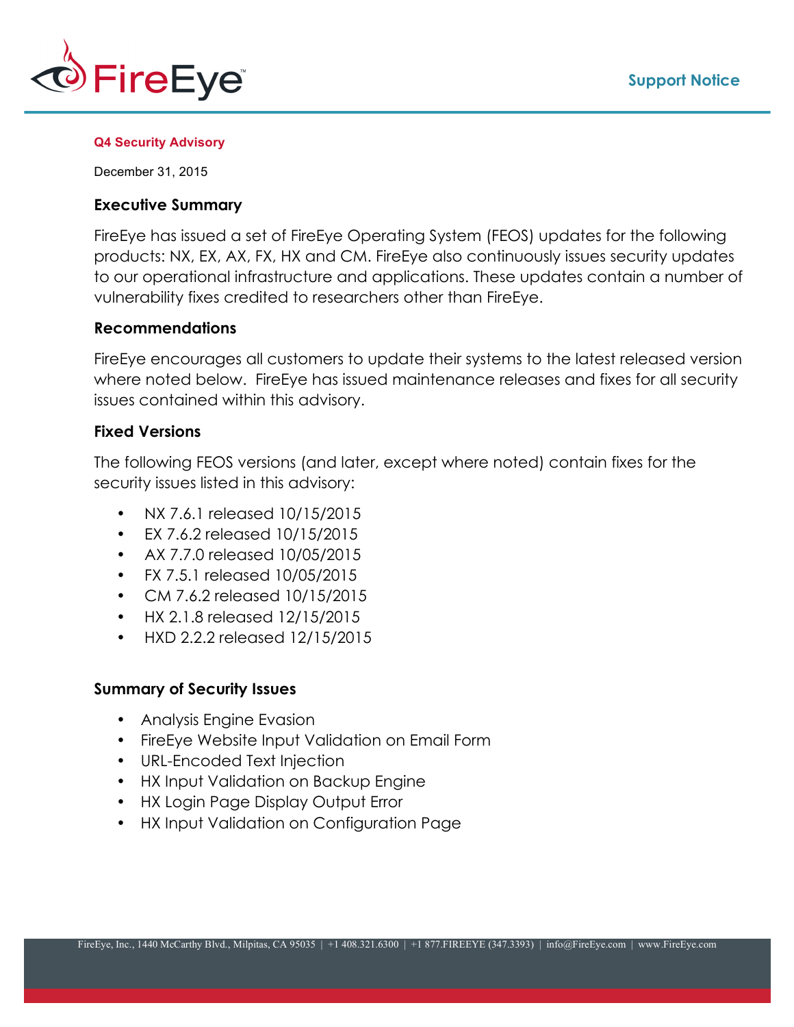**Q4 Security Advisory**

December 31, 2015

## Executive Summary

FireEye has issued a set of FireEye Operating System (FEOS) updates for the following products: NX, EX, AX, FX, HX and CM. FireEye also continuously issues security updates to our operational infrastructure and applications. These updates contain a number of vulnerability fixes credited to researchers other than FireEye.

## Recommendations

FireEye encourages all customers to update their systems to the latest released version where noted below. FireEye has issued maintenance releases and fixes for all security issues contained within this advisory.

## Fixed Versions

The following FEOS versions (and later, except where noted) contain fixes for the security issues listed in this advisory:

- NX 7.6.1 released 10/15/2015
- EX 7.6.2 released 10/15/2015
- AX 7.7.0 released 10/05/2015
- FX 7.5.1 released 10/05/2015
- CM 7.6.2 released 10/15/2015
- HX 2.1.8 released 12/15/2015
- HXD 2.2.2 released 12/15/2015

## Summary of Security Issues

- Analysis Engine Evasion
- FireEye Website Input Validation on Email Form
- URL-Encoded Text Injection
- HX Input Validation on Backup Engine
- HX Login Page Display Output Error
- HX Input Validation on Configuration Page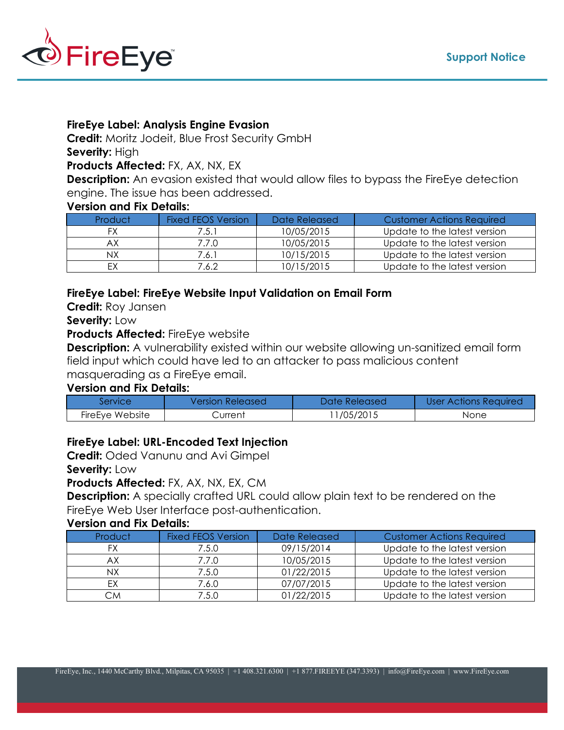**FireEye Label: Analysis Engine Evasion**
**Credit:** Moritz Jodeit, Blue Frost Security GmbH
**Severity:** High
**Products Affected:** FX, AX, NX, EX
**Description:** An evasion existed that would allow files to bypass the FireEye detection engine. The issue has been addressed.
**Version and Fix Details:**

| Product | Fixed FEOS Version | Date Released | Customer Actions Required |
| --- | --- | --- | --- |
| FX | 7.5.1 | 10/05/2015 | Update to the latest version |
| AX | 7.7.0 | 10/05/2015 | Update to the latest version |
| NX | 7.6.1 | 10/15/2015 | Update to the latest version |
| EX | 7.6.2 | 10/15/2015 | Update to the latest version |

**FireEye Label: FireEye Website Input Validation on Email Form**
**Credit:** Roy Jansen
**Severity:** Low
**Products Affected:** FireEye website
**Description:** A vulnerability existed within our website allowing un-sanitized email form field input which could have led to an attacker to pass malicious content masquerading as a FireEye email.
**Version and Fix Details:**

| Service | Version Released | Date Released | User Actions Required |
| --- | --- | --- | --- |
| FireEye Website | Current | 11/05/2015 | None |

**FireEye Label: URL-Encoded Text Injection**
**Credit:** Oded Vanunu and Avi Gimpel
**Severity:** Low
**Products Affected:** FX, AX, NX, EX, CM
**Description:** A specially crafted URL could allow plain text to be rendered on the FireEye Web User Interface post-authentication.
**Version and Fix Details:**

| Product | Fixed FEOS Version | Date Released | Customer Actions Required |
| --- | --- | --- | --- |
| FX | 7.5.0 | 09/15/2014 | Update to the latest version |
| AX | 7.7.0 | 10/05/2015 | Update to the latest version |
| NX | 7.5.0 | 01/22/2015 | Update to the latest version |
| EX | 7.6.0 | 07/07/2015 | Update to the latest version |
| CM | 7.5.0 | 01/22/2015 | Update to the latest version |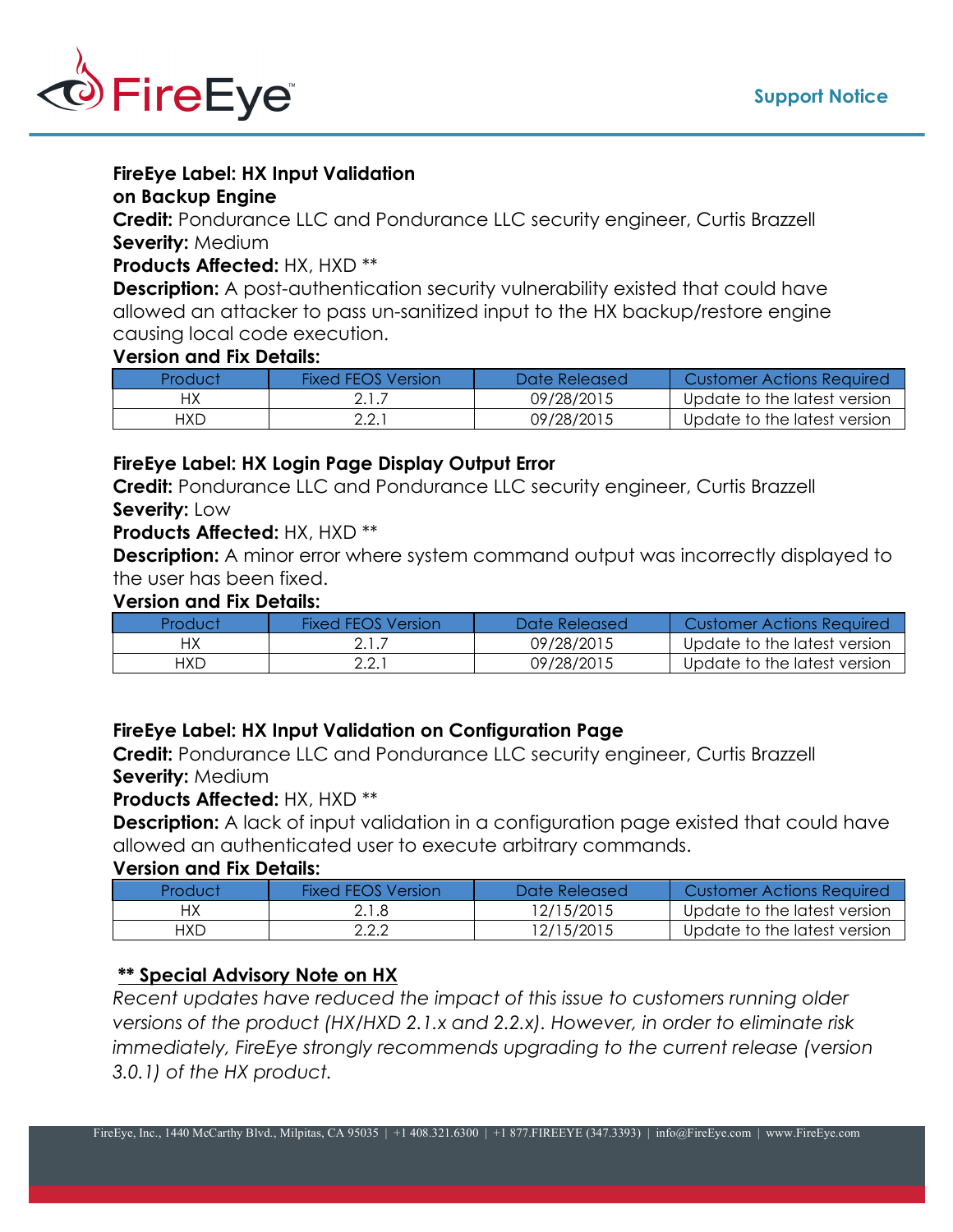**FireEye Label: HX Input Validation on Backup Engine**

**Credit:** Pondurance LLC and Pondurance LLC security engineer, Curtis Brazzell

**Severity:** Medium

**Products Affected:** HX, HXD **

**Description:** A post-authentication security vulnerability existed that could have allowed an attacker to pass un-sanitized input to the HX backup/restore engine causing local code execution.

**Version and Fix Details:**

| Product | Fixed FEOS Version | Date Released | Customer Actions Required |
| --- | --- | --- | --- |
| HX | 2.1.7 | 09/28/2015 | Update to the latest version |
| HXD | 2.2.1 | 09/28/2015 | Update to the latest version |

**FireEye Label: HX Login Page Display Output Error**

**Credit:** Pondurance LLC and Pondurance LLC security engineer, Curtis Brazzell

**Severity:** Low

**Products Affected:** HX, HXD **

**Description:** A minor error where system command output was incorrectly displayed to the user has been fixed.

**Version and Fix Details:**

| Product | Fixed FEOS Version | Date Released | Customer Actions Required |
| --- | --- | --- | --- |
| HX | 2.1.7 | 09/28/2015 | Update to the latest version |
| HXD | 2.2.1 | 09/28/2015 | Update to the latest version |

**FireEye Label: HX Input Validation on Configuration Page**

**Credit:** Pondurance LLC and Pondurance LLC security engineer, Curtis Brazzell

**Severity:** Medium

**Products Affected:** HX, HXD **

**Description:** A lack of input validation in a configuration page existed that could have allowed an authenticated user to execute arbitrary commands.

**Version and Fix Details:**

| Product | Fixed FEOS Version | Date Released | Customer Actions Required |
| --- | --- | --- | --- |
| HX | 2.1.8 | 12/15/2015 | Update to the latest version |
| HXD | 2.2.2 | 12/15/2015 | Update to the latest version |

**<u>** Special Advisory Note on HX</u>**

*Recent updates have reduced the impact of this issue to customers running older versions of the product (HX/HXD 2.1.x and 2.2.x). However, in order to eliminate risk immediately, FireEye strongly recommends upgrading to the current release (version 3.0.1) of the HX product.*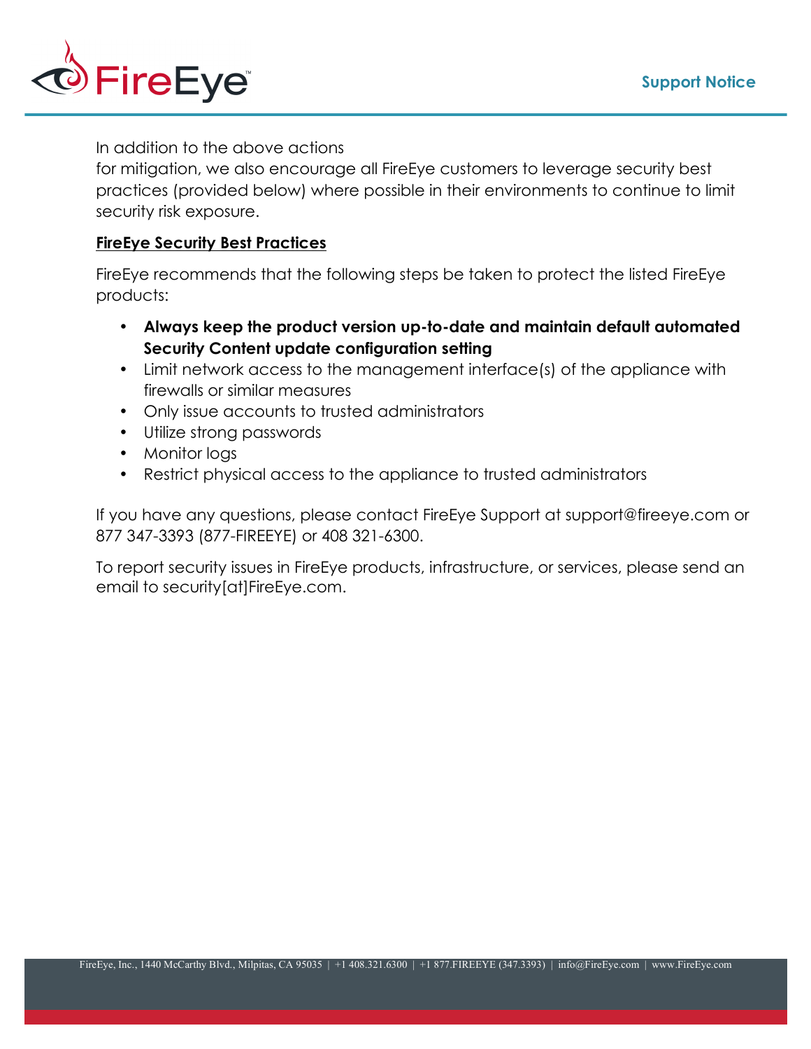In addition to the above actions for mitigation, we also encourage all FireEye customers to leverage security best practices (provided below) where possible in their environments to continue to limit security risk exposure.

**FireEye Security Best Practices**

FireEye recommends that the following steps be taken to protect the listed FireEye products:

- **Always keep the product version up-to-date and maintain default automated Security Content update configuration setting**
- Limit network access to the management interface(s) of the appliance with firewalls or similar measures
- Only issue accounts to trusted administrators
- Utilize strong passwords
- Monitor logs
- Restrict physical access to the appliance to trusted administrators

If you have any questions, please contact FireEye Support at support@fireeye.com or 877 347-3393 (877-FIREEYE) or 408 321-6300.

To report security issues in FireEye products, infrastructure, or services, please send an email to security[at]FireEye.com.